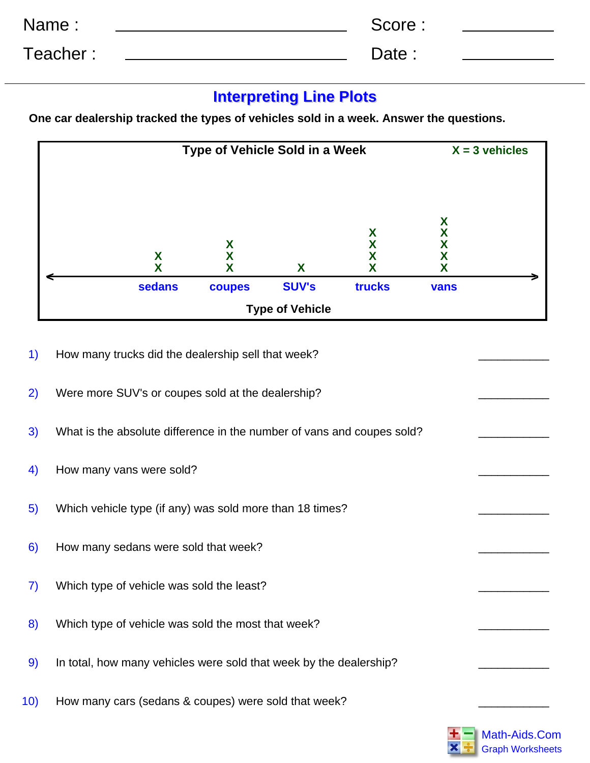Name : ______________________ Score : __________

Teacher : ______________________ Date : __________

# Interpreting Line Plots

**One car dealership tracked the types of vehicles sold in a week. Answer the questions.**

**Type of Vehicle Sold in a Week**

**X = 3 vehicles**

| sedans | coupes | SUV's | trucks | vans |
|---|---|---|---|---|
| X X | X X X | X | X X X X | X X X X X |

**Type of Vehicle**

1) How many trucks did the dealership sell that week? __________

2) Were more SUV's or coupes sold at the dealership? __________

3) What is the absolute difference in the number of vans and coupes sold? __________

4) How many vans were sold? __________

5) Which vehicle type (if any) was sold more than 18 times? __________

6) How many sedans were sold that week? __________

7) Which type of vehicle was sold the least? __________

8) Which type of vehicle was sold the most that week? __________

9) In total, how many vehicles were sold that week by the dealership? __________

10) How many cars (sedans & coupes) were sold that week? __________

Math-Aids.Com
Graph Worksheets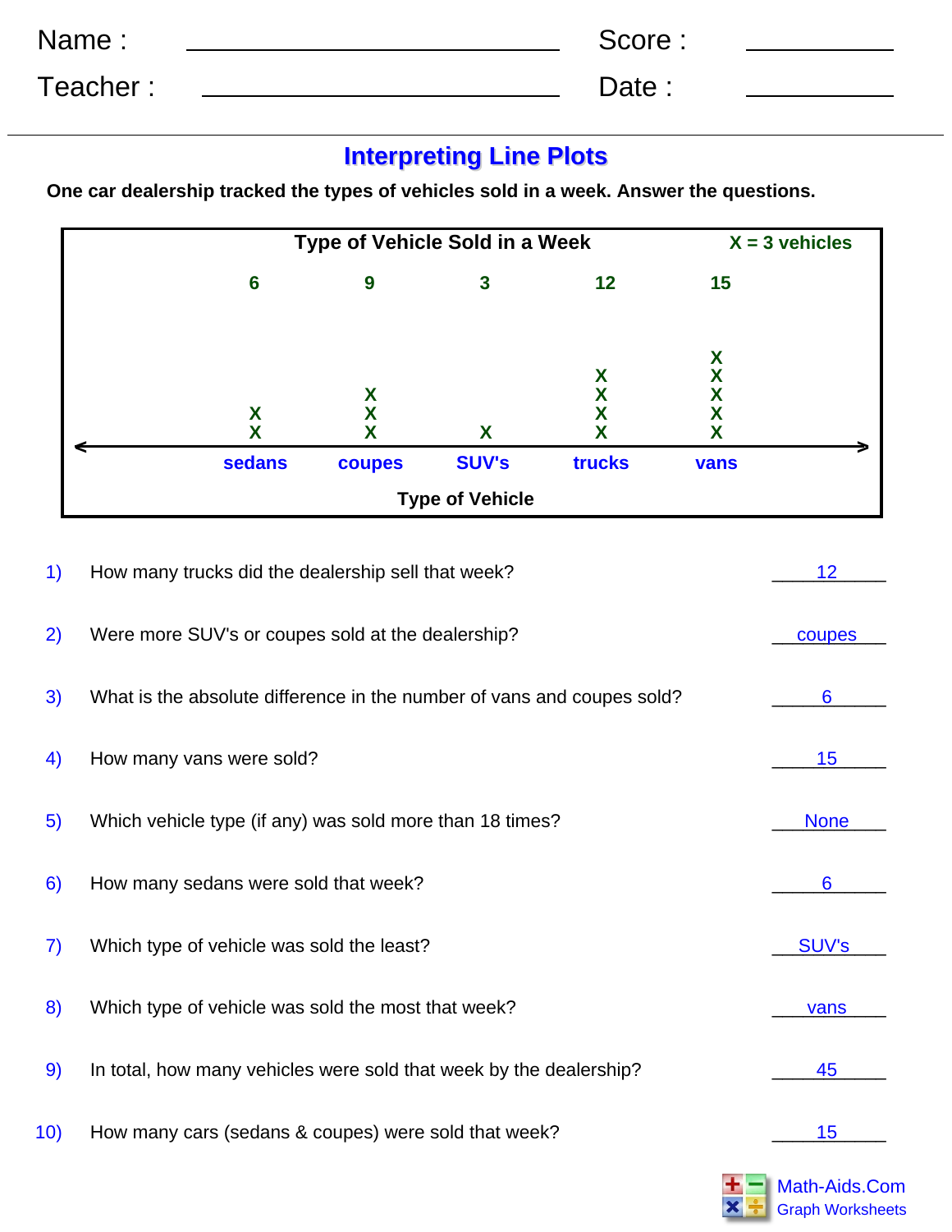Name : ____________________ Score : __________

Teacher : ____________________ Date : __________

# Interpreting Line Plots

**One car dealership tracked the types of vehicles sold in a week. Answer the questions.**

**Type of Vehicle Sold in a Week**

**X = 3 vehicles**

6 9 3 12 15

X X X X X
X X X X X X X X X X X X X X X

**sedans** **coupes** **SUV's** **trucks** **vans**

**Type of Vehicle**

1) How many trucks did the dealership sell that week? 12

2) Were more SUV's or coupes sold at the dealership? coupes

3) What is the absolute difference in the number of vans and coupes sold? 6

4) How many vans were sold? 15

5) Which vehicle type (if any) was sold more than 18 times? None

6) How many sedans were sold that week? 6

7) Which type of vehicle was sold the least? SUV's

8) Which type of vehicle was sold the most that week? vans

9) In total, how many vehicles were sold that week by the dealership? 45

10) How many cars (sedans & coupes) were sold that week? 15

Math-Aids.Com
Graph Worksheets